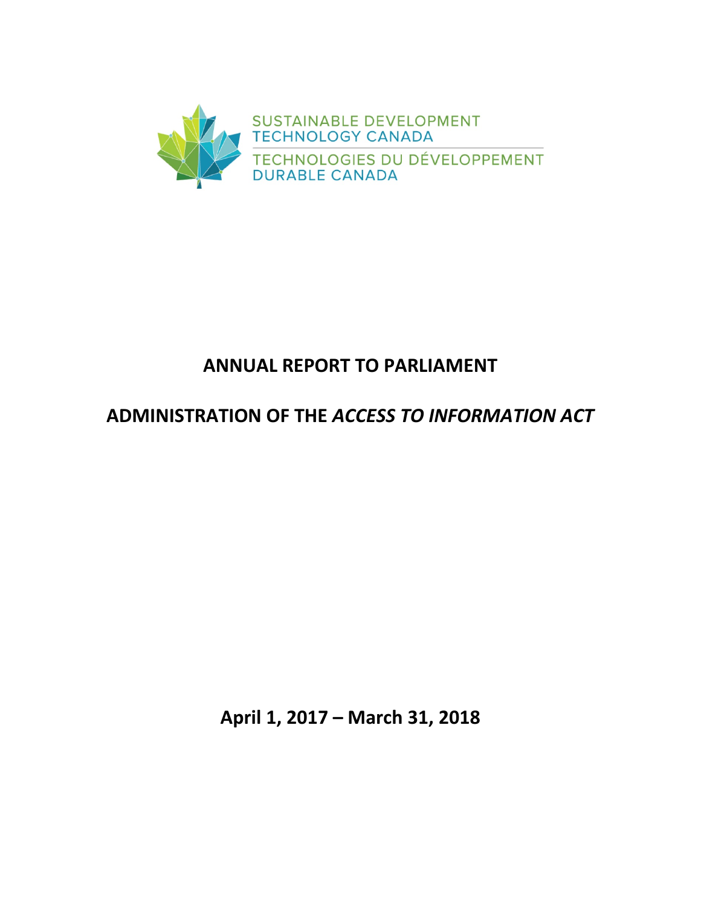SUSTAINABLE DEVELOPMENT TECHNOLOGY CANADA

TECHNOLOGIES DU DÉVELOPPEMENT DURABLE CANADA

# ANNUAL REPORT TO PARLIAMENT

# ADMINISTRATION OF THE *ACCESS TO INFORMATION ACT*

**April 1, 2017 – March 31, 2018**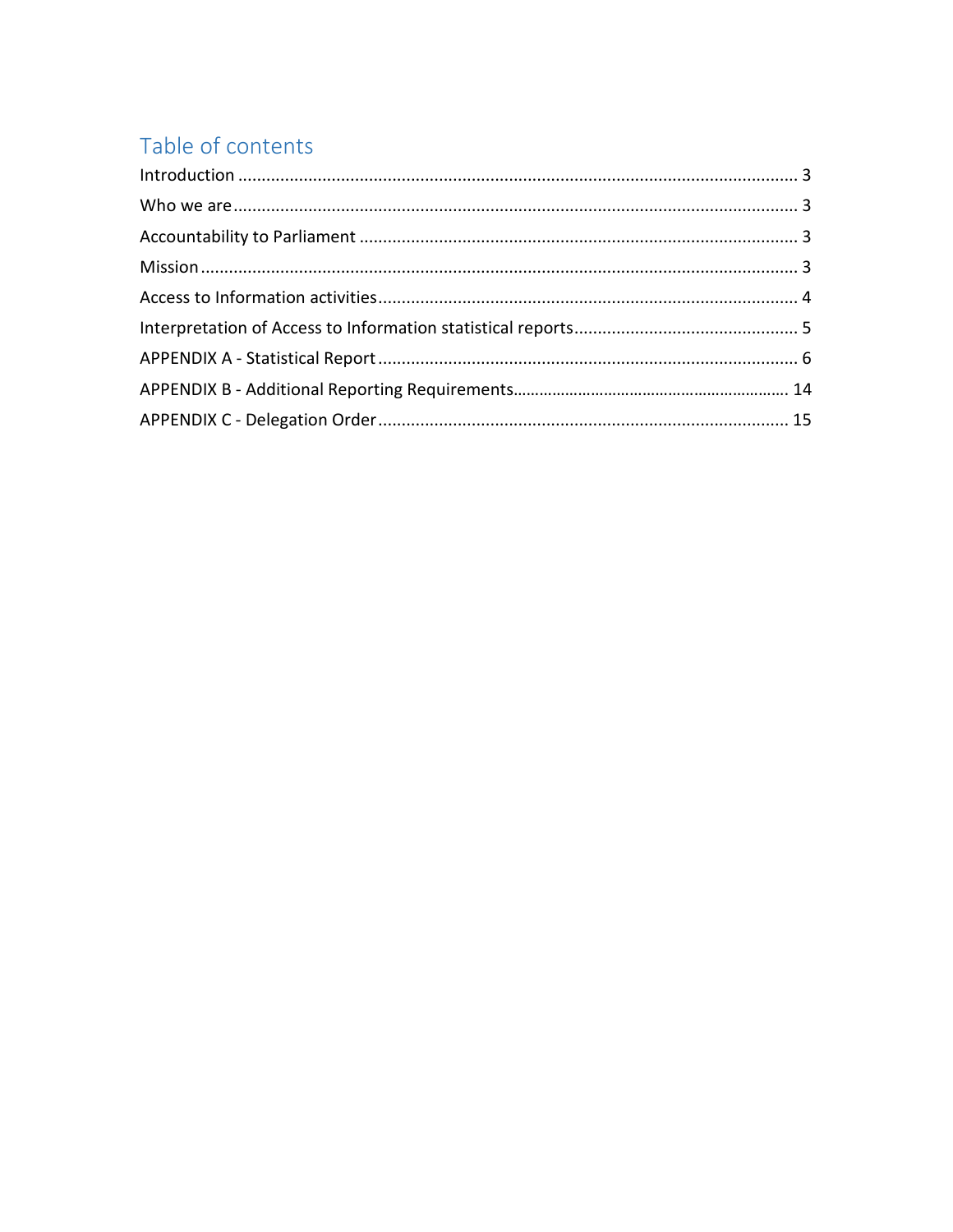## Table of contents

Introduction ........................................................................................................................ 3

Who we are......................................................................................................................... 3

Accountability to Parliament .............................................................................................. 3

Mission............................................................................................................................... 3

Access to Information activities.......................................................................................... 4

Interpretation of Access to Information statistical reports................................................ 5

APPENDIX A - Statistical Report .......................................................................................... 6

APPENDIX B - Additional Reporting Requirements.............................................................. 14

APPENDIX C - Delegation Order ........................................................................................ 15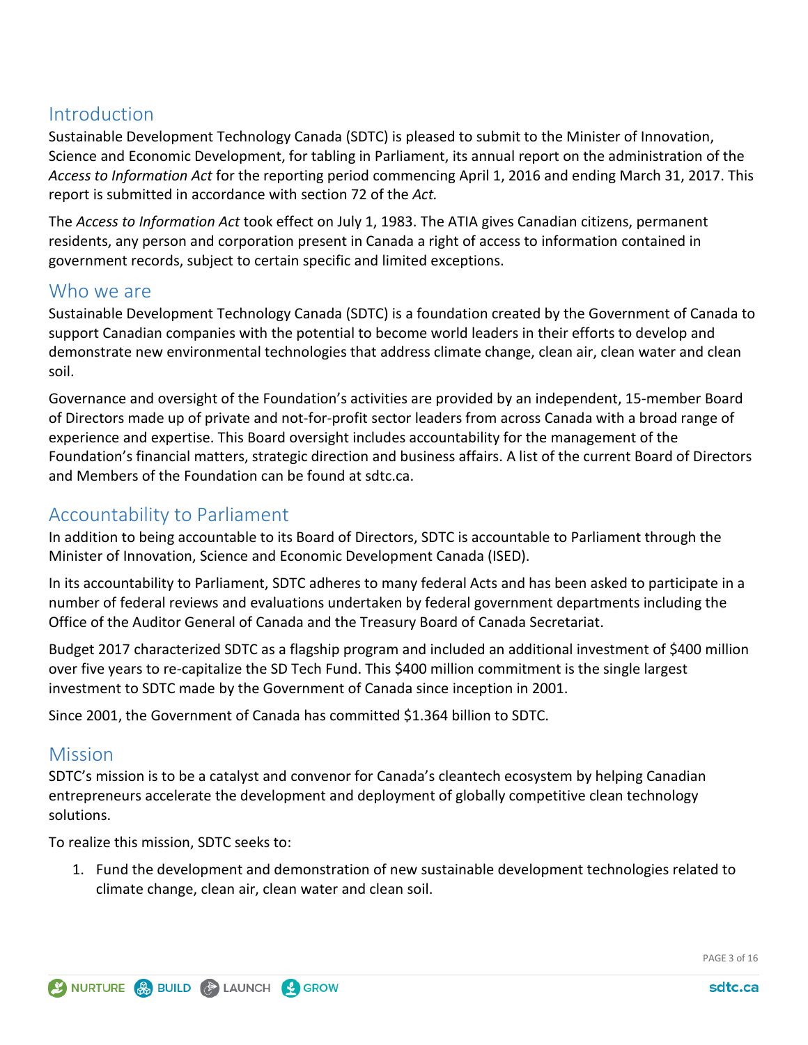## Introduction

Sustainable Development Technology Canada (SDTC) is pleased to submit to the Minister of Innovation, Science and Economic Development, for tabling in Parliament, its annual report on the administration of the *Access to Information Act* for the reporting period commencing April 1, 2016 and ending March 31, 2017. This report is submitted in accordance with section 72 of the *Act.*

The *Access to Information Act* took effect on July 1, 1983. The ATIA gives Canadian citizens, permanent residents, any person and corporation present in Canada a right of access to information contained in government records, subject to certain specific and limited exceptions.

## Who we are

Sustainable Development Technology Canada (SDTC) is a foundation created by the Government of Canada to support Canadian companies with the potential to become world leaders in their efforts to develop and demonstrate new environmental technologies that address climate change, clean air, clean water and clean soil.

Governance and oversight of the Foundation's activities are provided by an independent, 15-member Board of Directors made up of private and not-for-profit sector leaders from across Canada with a broad range of experience and expertise. This Board oversight includes accountability for the management of the Foundation's financial matters, strategic direction and business affairs. A list of the current Board of Directors and Members of the Foundation can be found at sdtc.ca.

## Accountability to Parliament

In addition to being accountable to its Board of Directors, SDTC is accountable to Parliament through the Minister of Innovation, Science and Economic Development Canada (ISED).

In its accountability to Parliament, SDTC adheres to many federal Acts and has been asked to participate in a number of federal reviews and evaluations undertaken by federal government departments including the Office of the Auditor General of Canada and the Treasury Board of Canada Secretariat.

Budget 2017 characterized SDTC as a flagship program and included an additional investment of $400 million over five years to re-capitalize the SD Tech Fund. This $400 million commitment is the single largest investment to SDTC made by the Government of Canada since inception in 2001.

Since 2001, the Government of Canada has committed $1.364 billion to SDTC.

## Mission

SDTC's mission is to be a catalyst and convenor for Canada's cleantech ecosystem by helping Canadian entrepreneurs accelerate the development and deployment of globally competitive clean technology solutions.

To realize this mission, SDTC seeks to:

1. Fund the development and demonstration of new sustainable development technologies related to climate change, clean air, clean water and clean soil.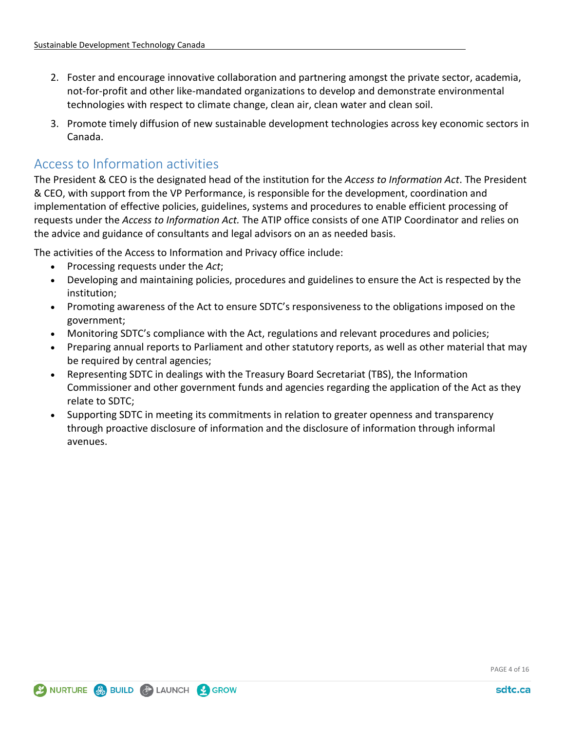2. Foster and encourage innovative collaboration and partnering amongst the private sector, academia, not-for-profit and other like-mandated organizations to develop and demonstrate environmental technologies with respect to climate change, clean air, clean water and clean soil.
3. Promote timely diffusion of new sustainable development technologies across key economic sectors in Canada.

## Access to Information activities

The President & CEO is the designated head of the institution for the *Access to Information Act*. The President & CEO, with support from the VP Performance, is responsible for the development, coordination and implementation of effective policies, guidelines, systems and procedures to enable efficient processing of requests under the *Access to Information Act.* The ATIP office consists of one ATIP Coordinator and relies on the advice and guidance of consultants and legal advisors on an as needed basis.

The activities of the Access to Information and Privacy office include:

- Processing requests under the *Act*;
- Developing and maintaining policies, procedures and guidelines to ensure the Act is respected by the institution;
- Promoting awareness of the Act to ensure SDTC's responsiveness to the obligations imposed on the government;
- Monitoring SDTC's compliance with the Act, regulations and relevant procedures and policies;
- Preparing annual reports to Parliament and other statutory reports, as well as other material that may be required by central agencies;
- Representing SDTC in dealings with the Treasury Board Secretariat (TBS), the Information Commissioner and other government funds and agencies regarding the application of the Act as they relate to SDTC;
- Supporting SDTC in meeting its commitments in relation to greater openness and transparency through proactive disclosure of information and the disclosure of information through informal avenues.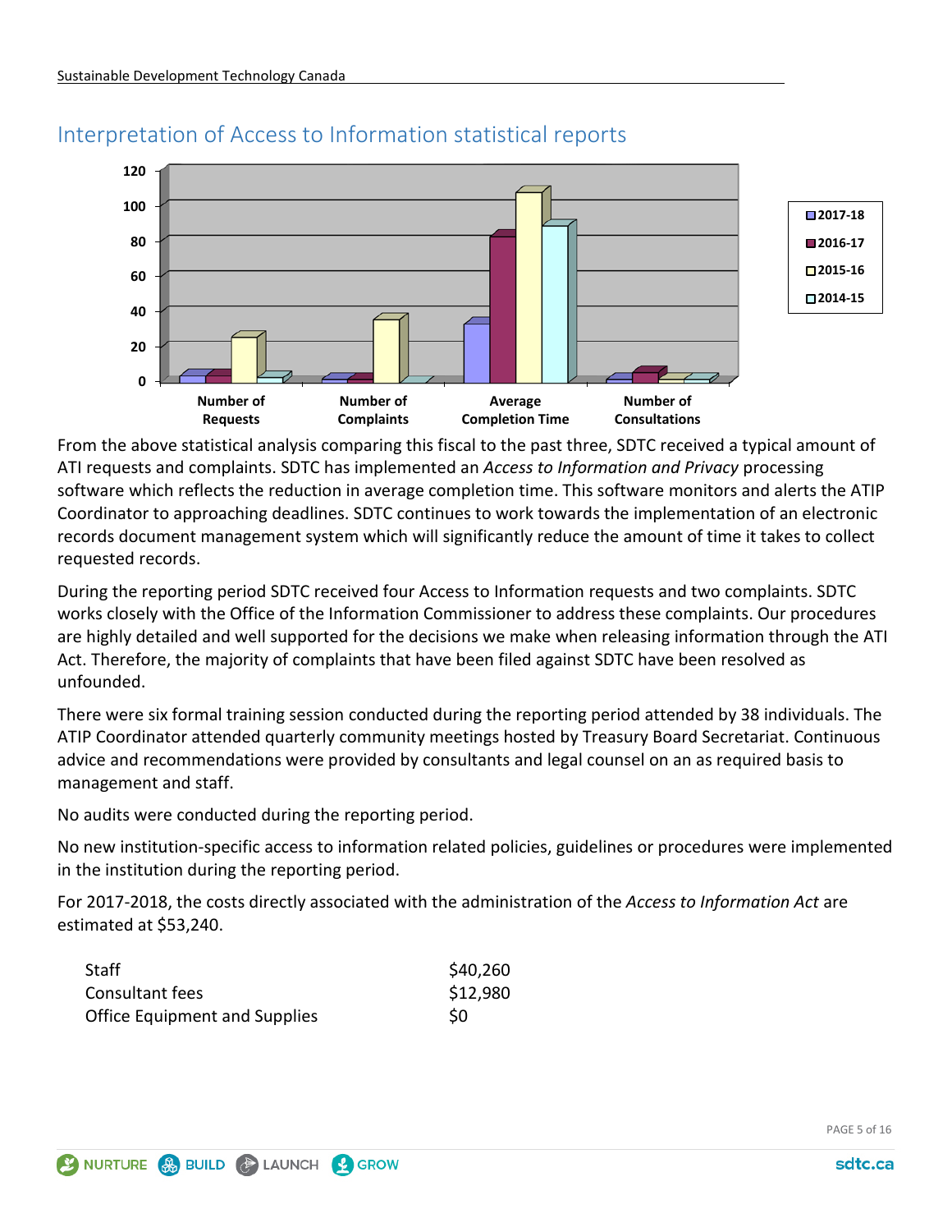## Interpretation of Access to Information statistical reports

From the above statistical analysis comparing this fiscal to the past three, SDTC received a typical amount of ATI requests and complaints. SDTC has implemented an *Access to Information and Privacy* processing software which reflects the reduction in average completion time. This software monitors and alerts the ATIP Coordinator to approaching deadlines. SDTC continues to work towards the implementation of an electronic records document management system which will significantly reduce the amount of time it takes to collect requested records.

During the reporting period SDTC received four Access to Information requests and two complaints. SDTC works closely with the Office of the Information Commissioner to address these complaints. Our procedures are highly detailed and well supported for the decisions we make when releasing information through the ATI Act. Therefore, the majority of complaints that have been filed against SDTC have been resolved as unfounded.

There were six formal training session conducted during the reporting period attended by 38 individuals. The ATIP Coordinator attended quarterly community meetings hosted by Treasury Board Secretariat. Continuous advice and recommendations were provided by consultants and legal counsel on an as required basis to management and staff.

No audits were conducted during the reporting period.

No new institution-specific access to information related policies, guidelines or procedures were implemented in the institution during the reporting period.

For 2017-2018, the costs directly associated with the administration of the *Access to Information Act* are estimated at $53,240.

| | |
|---|---|
| Staff | $40,260 |
| Consultant fees | $12,980 |
| Office Equipment and Supplies | $0 |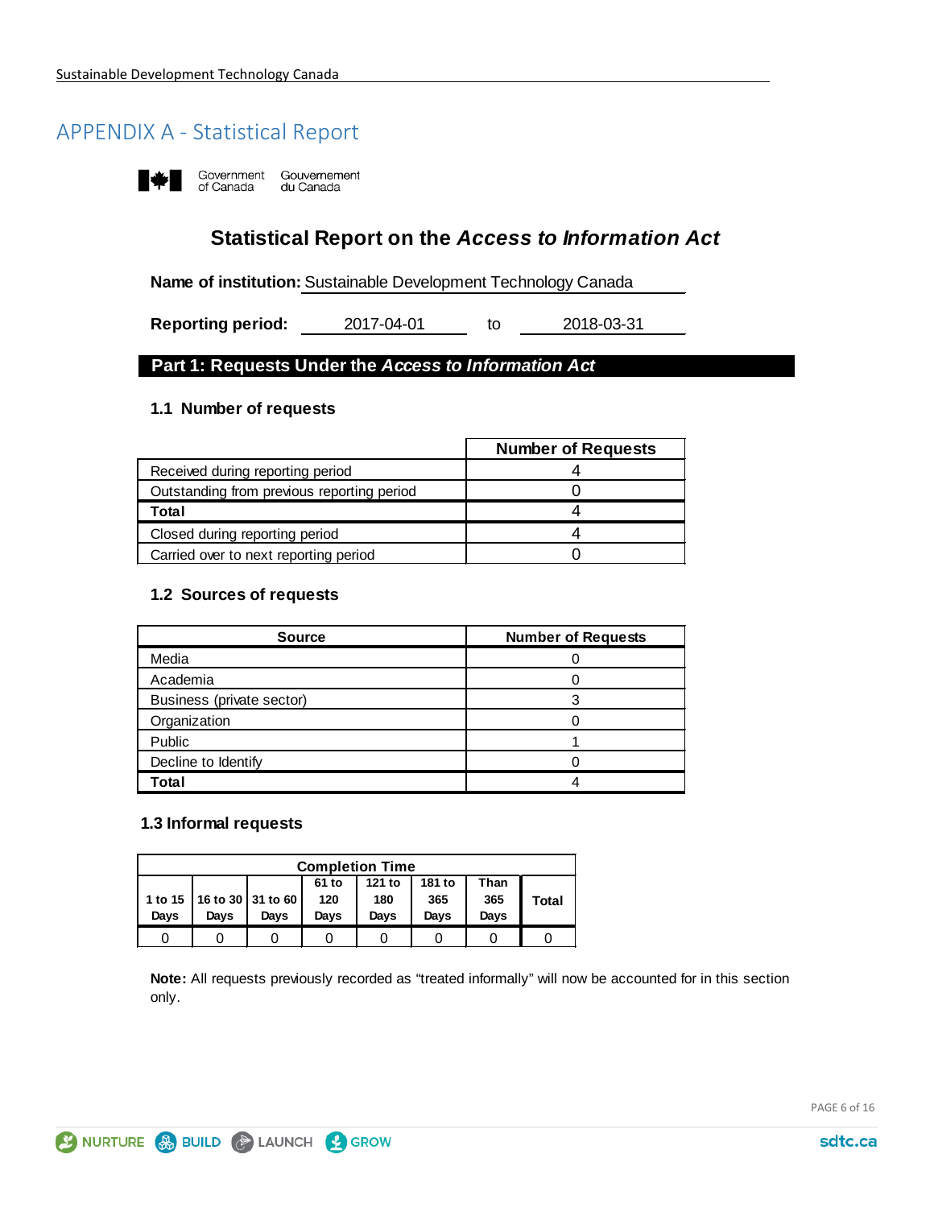# APPENDIX A - Statistical Report

Government of Canada Gouvernement du Canada

## Statistical Report on the *Access to Information Act*

**Name of institution:** Sustainable Development Technology Canada

**Reporting period:** 2017-04-01 to 2018-03-31

## Part 1: Requests Under the *Access to Information Act*

### 1.1 Number of requests

| | Number of Requests |
|---|---|
| Received during reporting period | 4 |
| Outstanding from previous reporting period | 0 |
| **Total** | 4 |
| Closed during reporting period | 4 |
| Carried over to next reporting period | 0 |

### 1.2 Sources of requests

| Source | Number of Requests |
|---|---|
| Media | 0 |
| Academia | 0 |
| Business (private sector) | 3 |
| Organization | 0 |
| Public | 1 |
| Decline to Identify | 0 |
| **Total** | 4 |

### 1.3 Informal requests

| Completion Time | | | | | | | |
|---|---|---|---|---|---|---|---|
| 1 to 15 Days | 16 to 30 Days | 31 to 60 Days | 61 to 120 Days | 121 to 180 Days | 181 to 365 Days | Than 365 Days | Total |
| 0 | 0 | 0 | 0 | 0 | 0 | 0 | 0 |

**Note:** All requests previously recorded as "treated informally" will now be accounted for in this section only.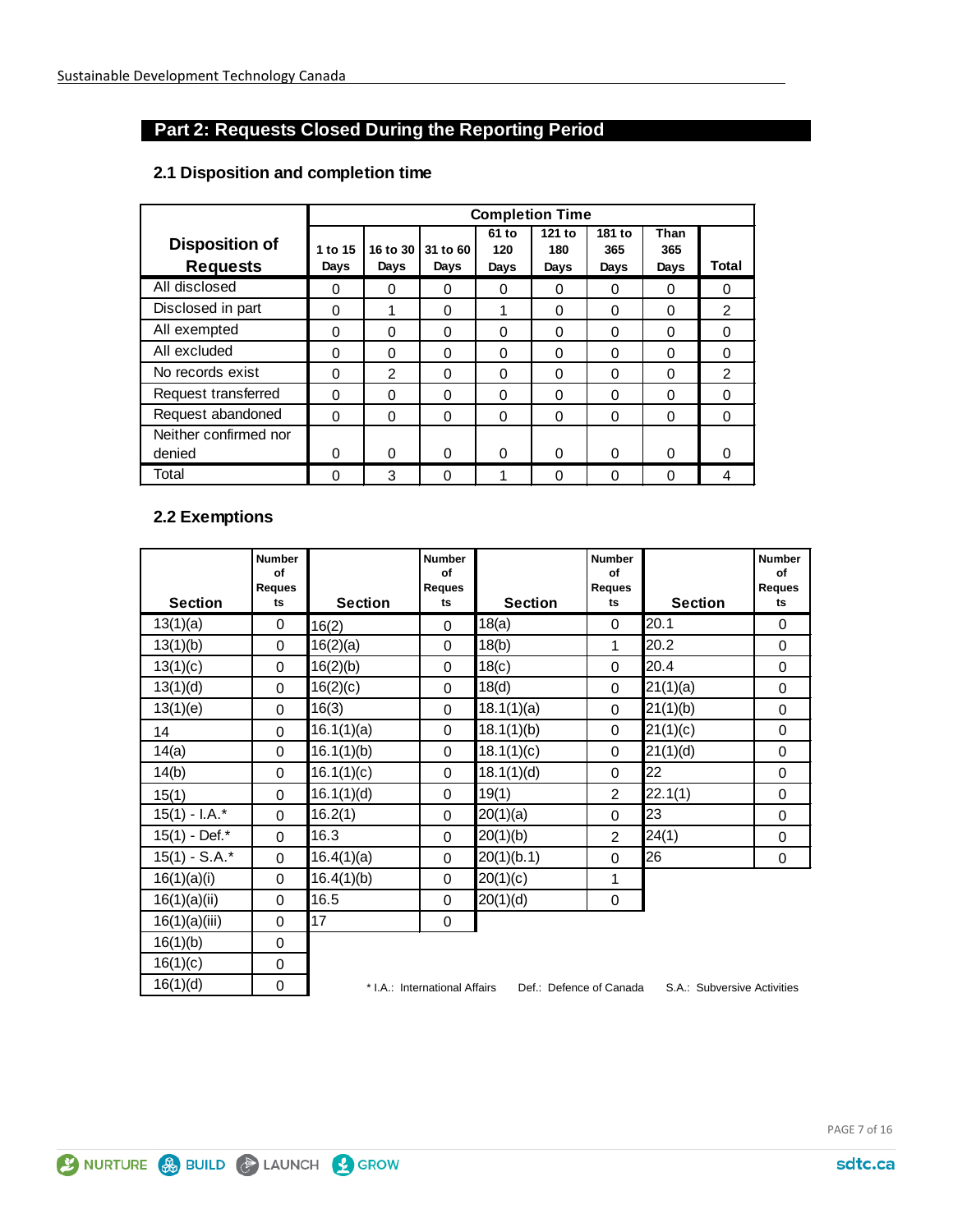## Part 2: Requests Closed During the Reporting Period

### 2.1 Disposition and completion time

| Disposition of Requests | Completion Time | | | | | | | |
|---|---|---|---|---|---|---|---|---|
| | 1 to 15 Days | 16 to 30 Days | 31 to 60 Days | 61 to 120 Days | 121 to 180 Days | 181 to 365 Days | Than 365 Days | Total |
| All disclosed | 0 | 0 | 0 | 0 | 0 | 0 | 0 | 0 |
| Disclosed in part | 0 | 1 | 0 | 1 | 0 | 0 | 0 | 2 |
| All exempted | 0 | 0 | 0 | 0 | 0 | 0 | 0 | 0 |
| All excluded | 0 | 0 | 0 | 0 | 0 | 0 | 0 | 0 |
| No records exist | 0 | 2 | 0 | 0 | 0 | 0 | 0 | 2 |
| Request transferred | 0 | 0 | 0 | 0 | 0 | 0 | 0 | 0 |
| Request abandoned | 0 | 0 | 0 | 0 | 0 | 0 | 0 | 0 |
| Neither confirmed nor denied | 0 | 0 | 0 | 0 | 0 | 0 | 0 | 0 |
| Total | 0 | 3 | 0 | 1 | 0 | 0 | 0 | 4 |

### 2.2 Exemptions

| Section | Number of Requests | Section | Number of Requests | Section | Number of Requests | Section | Number of Requests |
|---|---|---|---|---|---|---|---|
| 13(1)(a) | 0 | 16(2) | 0 | 18(a) | 0 | 20.1 | 0 |
| 13(1)(b) | 0 | 16(2)(a) | 0 | 18(b) | 1 | 20.2 | 0 |
| 13(1)(c) | 0 | 16(2)(b) | 0 | 18(c) | 0 | 20.4 | 0 |
| 13(1)(d) | 0 | 16(2)(c) | 0 | 18(d) | 0 | 21(1)(a) | 0 |
| 13(1)(e) | 0 | 16(3) | 0 | 18.1(1)(a) | 0 | 21(1)(b) | 0 |
| 14 | 0 | 16.1(1)(a) | 0 | 18.1(1)(b) | 0 | 21(1)(c) | 0 |
| 14(a) | 0 | 16.1(1)(b) | 0 | 18.1(1)(c) | 0 | 21(1)(d) | 0 |
| 14(b) | 0 | 16.1(1)(c) | 0 | 18.1(1)(d) | 0 | 22 | 0 |
| 15(1) | 0 | 16.1(1)(d) | 0 | 19(1) | 2 | 22.1(1) | 0 |
| 15(1) - I.A.* | 0 | 16.2(1) | 0 | 20(1)(a) | 0 | 23 | 0 |
| 15(1) - Def.* | 0 | 16.3 | 0 | 20(1)(b) | 2 | 24(1) | 0 |
| 15(1) - S.A.* | 0 | 16.4(1)(a) | 0 | 20(1)(b.1) | 0 | 26 | 0 |
| 16(1)(a)(i) | 0 | 16.4(1)(b) | 0 | 20(1)(c) | 1 | | |
| 16(1)(a)(ii) | 0 | 16.5 | 0 | 20(1)(d) | 0 | | |
| 16(1)(a)(iii) | 0 | 17 | 0 | | | | |
| 16(1)(b) | 0 | | | | | | |
| 16(1)(c) | 0 | | | | | | |
| 16(1)(d) | 0 | | | | | | |

* I.A.: International Affairs Def.: Defence of Canada S.A.: Subversive Activities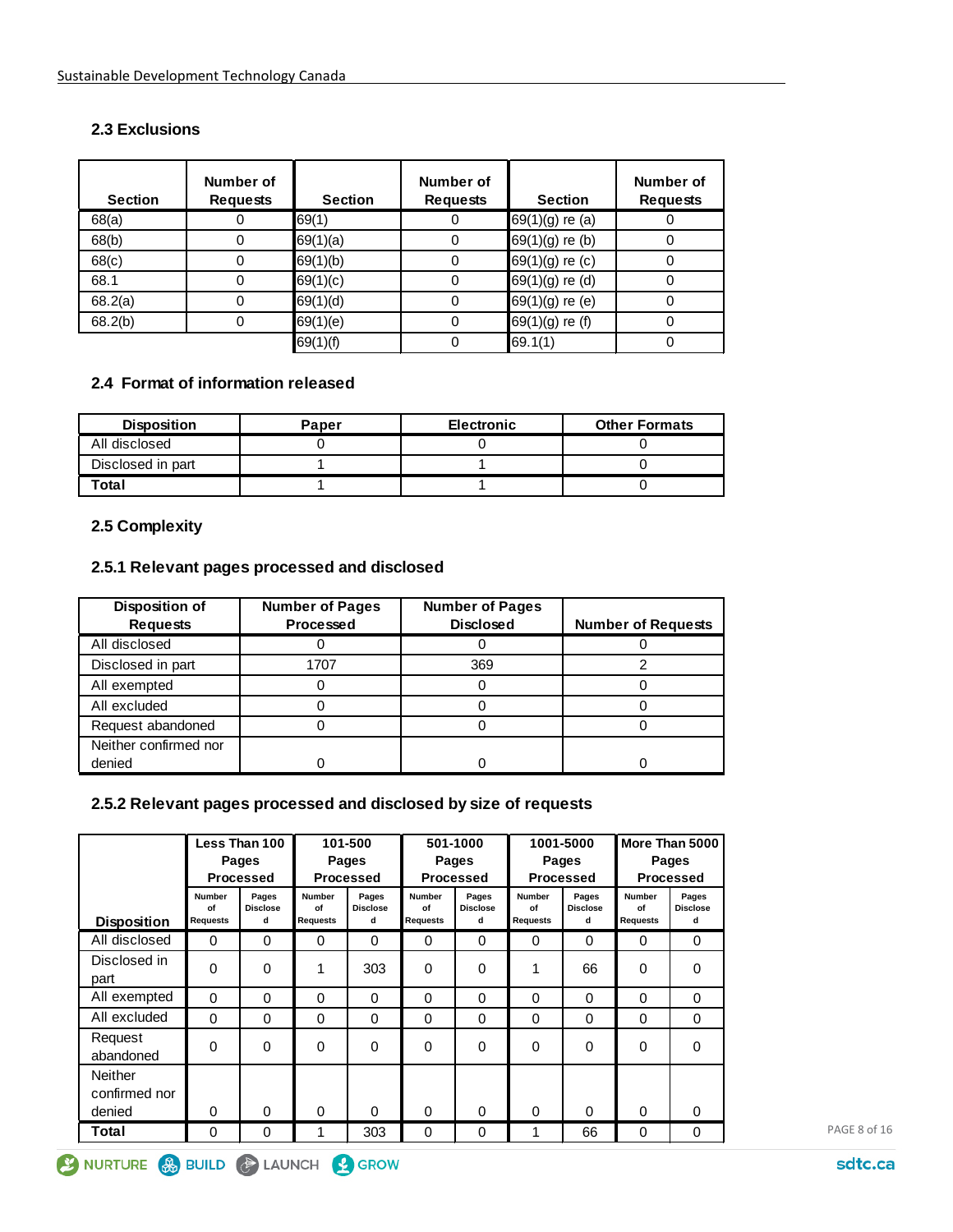## 2.3 Exclusions

| Section | Number of Requests | Section | Number of Requests | Section | Number of Requests |
|---|---|---|---|---|---|
| 68(a) | 0 | 69(1) | 0 | 69(1)(g) re (a) | 0 |
| 68(b) | 0 | 69(1)(a) | 0 | 69(1)(g) re (b) | 0 |
| 68(c) | 0 | 69(1)(b) | 0 | 69(1)(g) re (c) | 0 |
| 68.1 | 0 | 69(1)(c) | 0 | 69(1)(g) re (d) | 0 |
| 68.2(a) | 0 | 69(1)(d) | 0 | 69(1)(g) re (e) | 0 |
| 68.2(b) | 0 | 69(1)(e) | 0 | 69(1)(g) re (f) | 0 |
| | | 69(1)(f) | 0 | 69.1(1) | 0 |

## 2.4 Format of information released

| Disposition | Paper | Electronic | Other Formats |
|---|---|---|---|
| All disclosed | 0 | 0 | 0 |
| Disclosed in part | 1 | 1 | 0 |
| **Total** | 1 | 1 | 0 |

## 2.5 Complexity

### 2.5.1 Relevant pages processed and disclosed

| Disposition of Requests | Number of Pages Processed | Number of Pages Disclosed | Number of Requests |
|---|---|---|---|
| All disclosed | 0 | 0 | 0 |
| Disclosed in part | 1707 | 369 | 2 |
| All exempted | 0 | 0 | 0 |
| All excluded | 0 | 0 | 0 |
| Request abandoned | 0 | 0 | 0 |
| Neither confirmed nor denied | 0 | 0 | 0 |

### 2.5.2 Relevant pages processed and disclosed by size of requests

| Disposition | Less Than 100 Pages Processed | | 101-500 Pages Processed | | 501-1000 Pages Processed | | 1001-5000 Pages Processed | | More Than 5000 Pages Processed | |
|---|---|---|---|---|---|---|---|---|---|---|
| | Number of Requests | Pages Disclosed | Number of Requests | Pages Disclosed | Number of Requests | Pages Disclosed | Number of Requests | Pages Disclosed | Number of Requests | Pages Disclosed |
| All disclosed | 0 | 0 | 0 | 0 | 0 | 0 | 0 | 0 | 0 | 0 |
| Disclosed in part | 0 | 0 | 1 | 303 | 0 | 0 | 1 | 66 | 0 | 0 |
| All exempted | 0 | 0 | 0 | 0 | 0 | 0 | 0 | 0 | 0 | 0 |
| All excluded | 0 | 0 | 0 | 0 | 0 | 0 | 0 | 0 | 0 | 0 |
| Request abandoned | 0 | 0 | 0 | 0 | 0 | 0 | 0 | 0 | 0 | 0 |
| Neither confirmed nor denied | 0 | 0 | 0 | 0 | 0 | 0 | 0 | 0 | 0 | 0 |
| **Total** | 0 | 0 | 1 | 303 | 0 | 0 | 1 | 66 | 0 | 0 |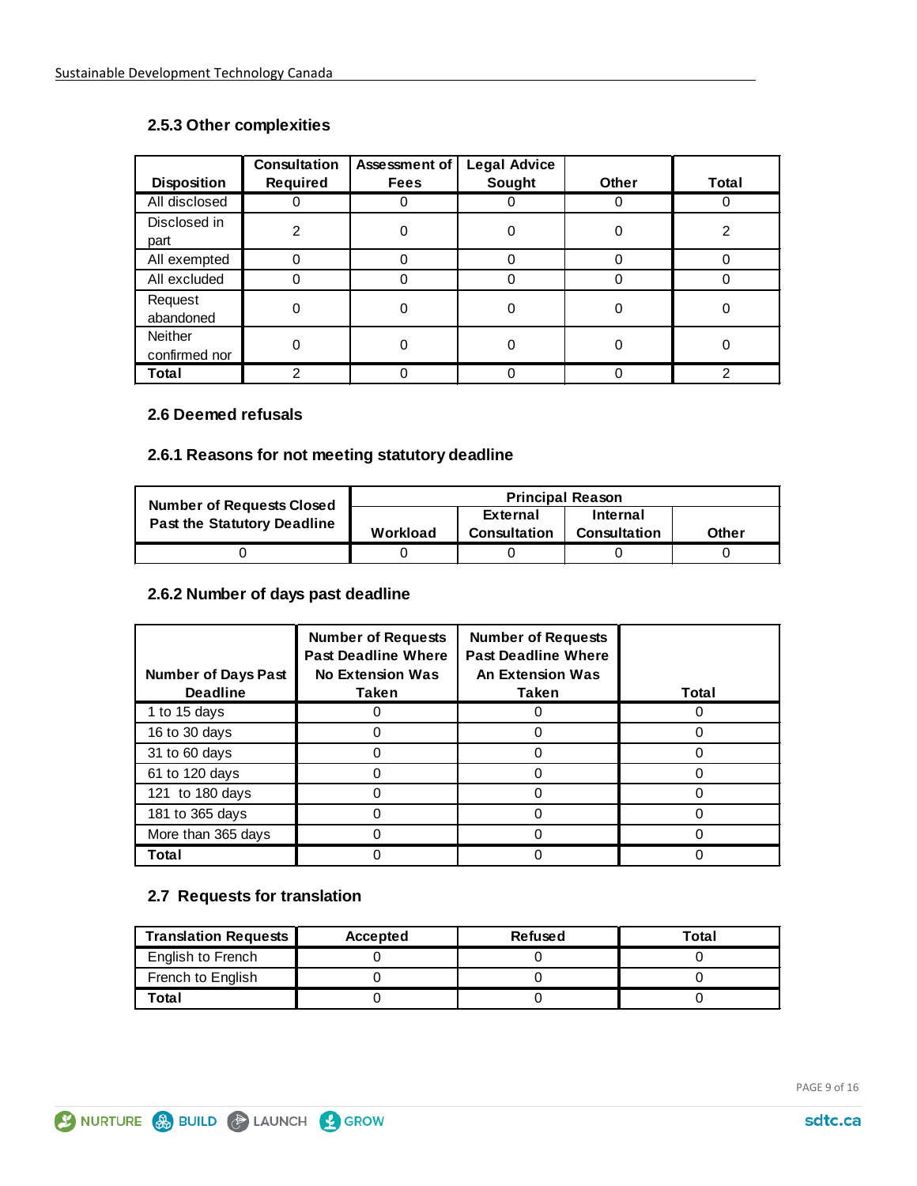### 2.5.3 Other complexities

| Disposition | Consultation Required | Assessment of Fees | Legal Advice Sought | Other | Total |
|---|---|---|---|---|---|
| All disclosed | 0 | 0 | 0 | 0 | 0 |
| Disclosed in part | 2 | 0 | 0 | 0 | 2 |
| All exempted | 0 | 0 | 0 | 0 | 0 |
| All excluded | 0 | 0 | 0 | 0 | 0 |
| Request abandoned | 0 | 0 | 0 | 0 | 0 |
| Neither confirmed nor | 0 | 0 | 0 | 0 | 0 |
| **Total** | 2 | 0 | 0 | 0 | 2 |

### 2.6 Deemed refusals

### 2.6.1 Reasons for not meeting statutory deadline

| Number of Requests Closed Past the Statutory Deadline | Principal Reason | | | |
|---|---|---|---|---|
| | Workload | External Consultation | Internal Consultation | Other |
| 0 | 0 | 0 | 0 | 0 |

### 2.6.2 Number of days past deadline

| Number of Days Past Deadline | Number of Requests Past Deadline Where No Extension Was Taken | Number of Requests Past Deadline Where An Extension Was Taken | Total |
|---|---|---|---|
| 1 to 15 days | 0 | 0 | 0 |
| 16 to 30 days | 0 | 0 | 0 |
| 31 to 60 days | 0 | 0 | 0 |
| 61 to 120 days | 0 | 0 | 0 |
| 121 to 180 days | 0 | 0 | 0 |
| 181 to 365 days | 0 | 0 | 0 |
| More than 365 days | 0 | 0 | 0 |
| **Total** | 0 | 0 | 0 |

### 2.7 Requests for translation

| Translation Requests | Accepted | Refused | Total |
|---|---|---|---|
| English to French | 0 | 0 | 0 |
| French to English | 0 | 0 | 0 |
| **Total** | 0 | 0 | 0 |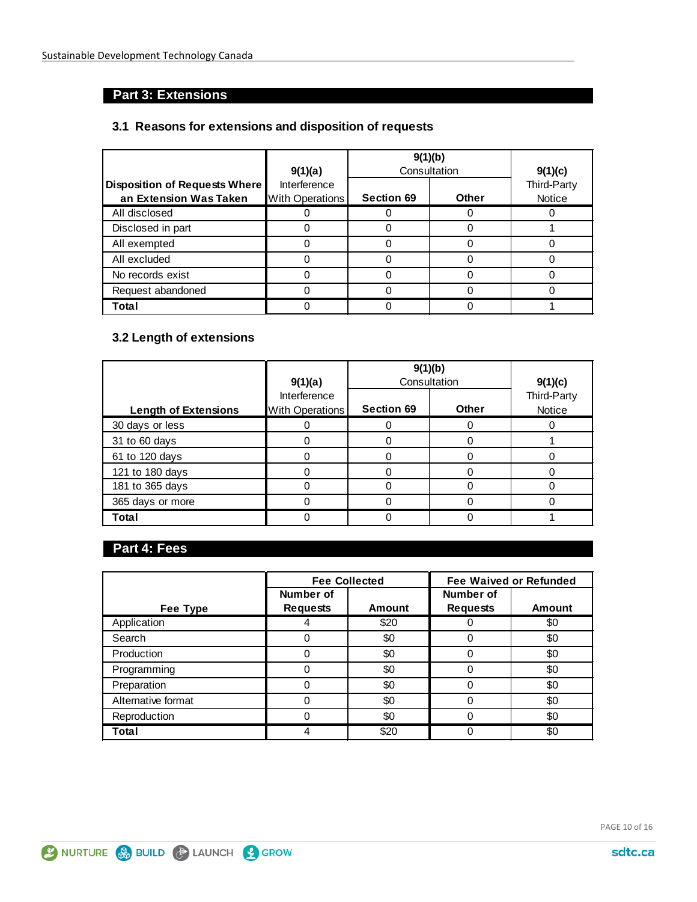## Part 3: Extensions

### 3.1 Reasons for extensions and disposition of requests

| Disposition of Requests Where an Extension Was Taken | 9(1)(a) Interference With Operations | 9(1)(b) Consultation | | 9(1)(c) Third-Party Notice |
|---|---|---|---|---|
| | | Section 69 | Other | |
| All disclosed | 0 | 0 | 0 | 0 |
| Disclosed in part | 0 | 0 | 0 | 1 |
| All exempted | 0 | 0 | 0 | 0 |
| All excluded | 0 | 0 | 0 | 0 |
| No records exist | 0 | 0 | 0 | 0 |
| Request abandoned | 0 | 0 | 0 | 0 |
| **Total** | 0 | 0 | 0 | 1 |

### 3.2 Length of extensions

| Length of Extensions | 9(1)(a) Interference With Operations | 9(1)(b) Consultation | | 9(1)(c) Third-Party Notice |
|---|---|---|---|---|
| | | Section 69 | Other | |
| 30 days or less | 0 | 0 | 0 | 0 |
| 31 to 60 days | 0 | 0 | 0 | 1 |
| 61 to 120 days | 0 | 0 | 0 | 0 |
| 121 to 180 days | 0 | 0 | 0 | 0 |
| 181 to 365 days | 0 | 0 | 0 | 0 |
| 365 days or more | 0 | 0 | 0 | 0 |
| **Total** | 0 | 0 | 0 | 1 |

## Part 4: Fees

| Fee Type | Fee Collected | | Fee Waived or Refunded | |
|---|---|---|---|---|
| | Number of Requests | Amount | Number of Requests | Amount |
| Application | 4 | $20 | 0 | $0 |
| Search | 0 | $0 | 0 | $0 |
| Production | 0 | $0 | 0 | $0 |
| Programming | 0 | $0 | 0 | $0 |
| Preparation | 0 | $0 | 0 | $0 |
| Alternative format | 0 | $0 | 0 | $0 |
| Reproduction | 0 | $0 | 0 | $0 |
| **Total** | 4 | $20 | 0 | $0 |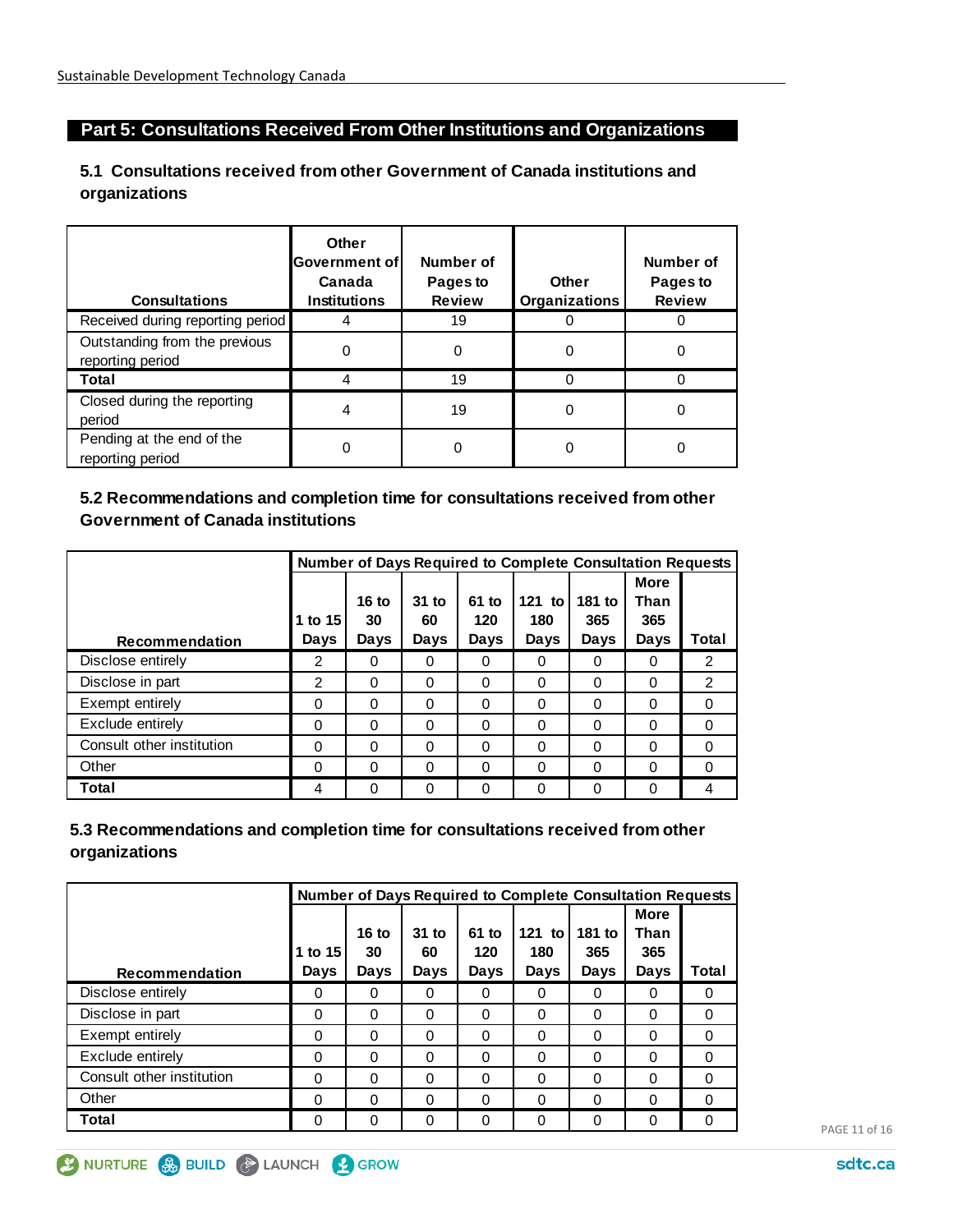## Part 5: Consultations Received From Other Institutions and Organizations

### 5.1 Consultations received from other Government of Canada institutions and organizations

| Consultations | Other Government of Canada Institutions | Number of Pages to Review | Other Organizations | Number of Pages to Review |
|---|---|---|---|---|
| Received during reporting period | 4 | 19 | 0 | 0 |
| Outstanding from the previous reporting period | 0 | 0 | 0 | 0 |
| **Total** | 4 | 19 | 0 | 0 |
| Closed during the reporting period | 4 | 19 | 0 | 0 |
| Pending at the end of the reporting period | 0 | 0 | 0 | 0 |

### 5.2 Recommendations and completion time for consultations received from other Government of Canada institutions

| Recommendation | Number of Days Required to Complete Consultation Requests | | | | | | | |
|---|---|---|---|---|---|---|---|---|
| | 1 to 15 Days | 16 to 30 Days | 31 to 60 Days | 61 to 120 Days | 121 to 180 Days | 181 to 365 Days | More Than 365 Days | Total |
| Disclose entirely | 2 | 0 | 0 | 0 | 0 | 0 | 0 | 2 |
| Disclose in part | 2 | 0 | 0 | 0 | 0 | 0 | 0 | 2 |
| Exempt entirely | 0 | 0 | 0 | 0 | 0 | 0 | 0 | 0 |
| Exclude entirely | 0 | 0 | 0 | 0 | 0 | 0 | 0 | 0 |
| Consult other institution | 0 | 0 | 0 | 0 | 0 | 0 | 0 | 0 |
| Other | 0 | 0 | 0 | 0 | 0 | 0 | 0 | 0 |
| **Total** | 4 | 0 | 0 | 0 | 0 | 0 | 0 | 4 |

### 5.3 Recommendations and completion time for consultations received from other organizations

| Recommendation | Number of Days Required to Complete Consultation Requests | | | | | | | |
|---|---|---|---|---|---|---|---|---|
| | 1 to 15 Days | 16 to 30 Days | 31 to 60 Days | 61 to 120 Days | 121 to 180 Days | 181 to 365 Days | More Than 365 Days | Total |
| Disclose entirely | 0 | 0 | 0 | 0 | 0 | 0 | 0 | 0 |
| Disclose in part | 0 | 0 | 0 | 0 | 0 | 0 | 0 | 0 |
| Exempt entirely | 0 | 0 | 0 | 0 | 0 | 0 | 0 | 0 |
| Exclude entirely | 0 | 0 | 0 | 0 | 0 | 0 | 0 | 0 |
| Consult other institution | 0 | 0 | 0 | 0 | 0 | 0 | 0 | 0 |
| Other | 0 | 0 | 0 | 0 | 0 | 0 | 0 | 0 |
| **Total** | 0 | 0 | 0 | 0 | 0 | 0 | 0 | 0 |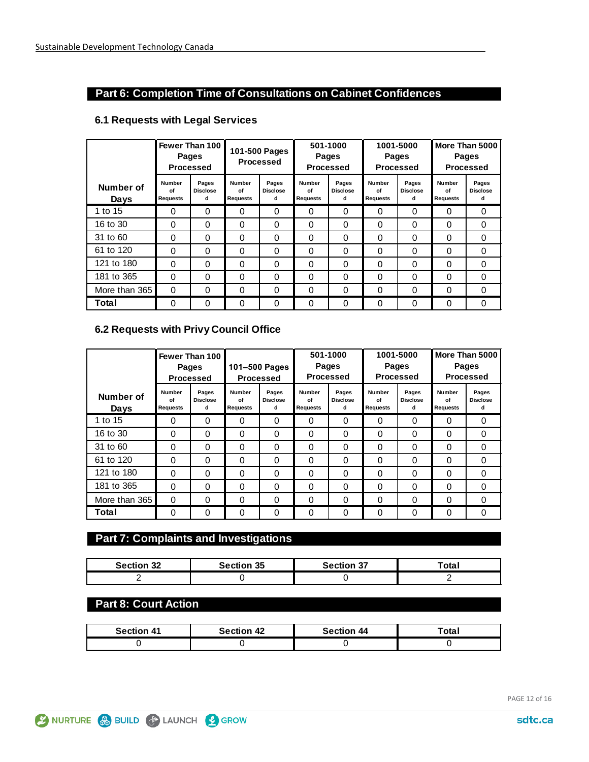## Part 6: Completion Time of Consultations on Cabinet Confidences

### 6.1 Requests with Legal Services

| Number of Days | Fewer Than 100 Pages Processed | | 101-500 Pages Processed | | 501-1000 Pages Processed | | 1001-5000 Pages Processed | | More Than 5000 Pages Processed | |
|---|---|---|---|---|---|---|---|---|---|---|
| | Number of Requests | Pages Disclosed | Number of Requests | Pages Disclosed | Number of Requests | Pages Disclosed | Number of Requests | Pages Disclosed | Number of Requests | Pages Disclosed |
| 1 to 15 | 0 | 0 | 0 | 0 | 0 | 0 | 0 | 0 | 0 | 0 |
| 16 to 30 | 0 | 0 | 0 | 0 | 0 | 0 | 0 | 0 | 0 | 0 |
| 31 to 60 | 0 | 0 | 0 | 0 | 0 | 0 | 0 | 0 | 0 | 0 |
| 61 to 120 | 0 | 0 | 0 | 0 | 0 | 0 | 0 | 0 | 0 | 0 |
| 121 to 180 | 0 | 0 | 0 | 0 | 0 | 0 | 0 | 0 | 0 | 0 |
| 181 to 365 | 0 | 0 | 0 | 0 | 0 | 0 | 0 | 0 | 0 | 0 |
| More than 365 | 0 | 0 | 0 | 0 | 0 | 0 | 0 | 0 | 0 | 0 |
| **Total** | 0 | 0 | 0 | 0 | 0 | 0 | 0 | 0 | 0 | 0 |

### 6.2 Requests with Privy Council Office

| Number of Days | Fewer Than 100 Pages Processed | | 101–500 Pages Processed | | 501-1000 Pages Processed | | 1001-5000 Pages Processed | | More Than 5000 Pages Processed | |
|---|---|---|---|---|---|---|---|---|---|---|
| | Number of Requests | Pages Disclosed | Number of Requests | Pages Disclosed | Number of Requests | Pages Disclosed | Number of Requests | Pages Disclosed | Number of Requests | Pages Disclosed |
| 1 to 15 | 0 | 0 | 0 | 0 | 0 | 0 | 0 | 0 | 0 | 0 |
| 16 to 30 | 0 | 0 | 0 | 0 | 0 | 0 | 0 | 0 | 0 | 0 |
| 31 to 60 | 0 | 0 | 0 | 0 | 0 | 0 | 0 | 0 | 0 | 0 |
| 61 to 120 | 0 | 0 | 0 | 0 | 0 | 0 | 0 | 0 | 0 | 0 |
| 121 to 180 | 0 | 0 | 0 | 0 | 0 | 0 | 0 | 0 | 0 | 0 |
| 181 to 365 | 0 | 0 | 0 | 0 | 0 | 0 | 0 | 0 | 0 | 0 |
| More than 365 | 0 | 0 | 0 | 0 | 0 | 0 | 0 | 0 | 0 | 0 |
| **Total** | 0 | 0 | 0 | 0 | 0 | 0 | 0 | 0 | 0 | 0 |

## Part 7: Complaints and Investigations

| Section 32 | Section 35 | Section 37 | Total |
|---|---|---|---|
| 2 | 0 | 0 | 2 |

## Part 8: Court Action

| Section 41 | Section 42 | Section 44 | Total |
|---|---|---|---|
| 0 | 0 | 0 | 0 |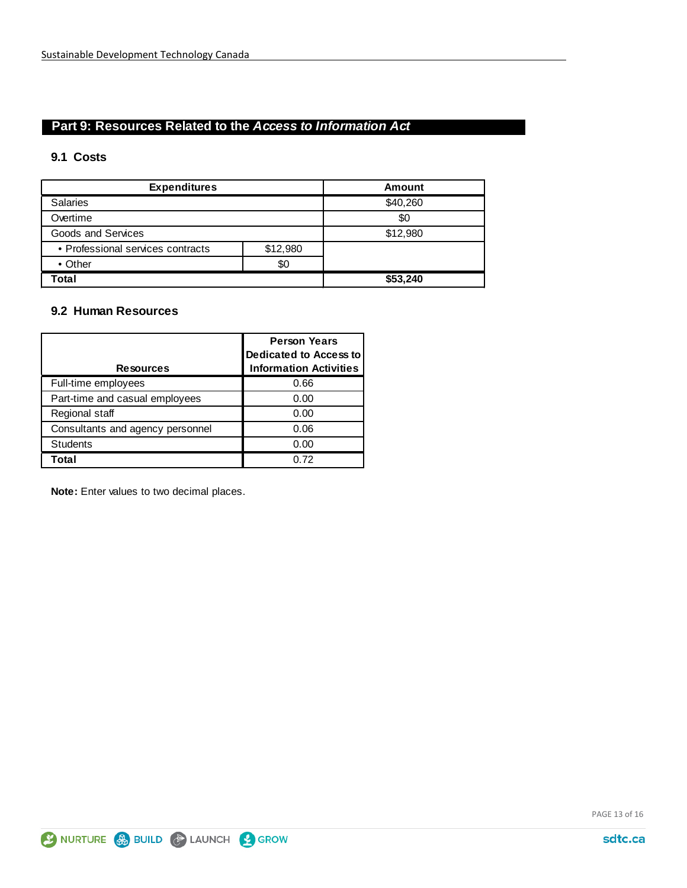## Part 9: Resources Related to the *Access to Information Act*

### 9.1 Costs

| Expenditures | | Amount |
|---|---|---|
| Salaries | | $40,260 |
| Overtime | | $0 |
| Goods and Services | | $12,980 |
| • Professional services contracts | $12,980 | |
| • Other | $0 | |
| **Total** | | **$53,240** |

### 9.2 Human Resources

| Resources | Person Years Dedicated to Access to Information Activities |
|---|---|
| Full-time employees | 0.66 |
| Part-time and casual employees | 0.00 |
| Regional staff | 0.00 |
| Consultants and agency personnel | 0.06 |
| Students | 0.00 |
| **Total** | 0.72 |

**Note:** Enter values to two decimal places.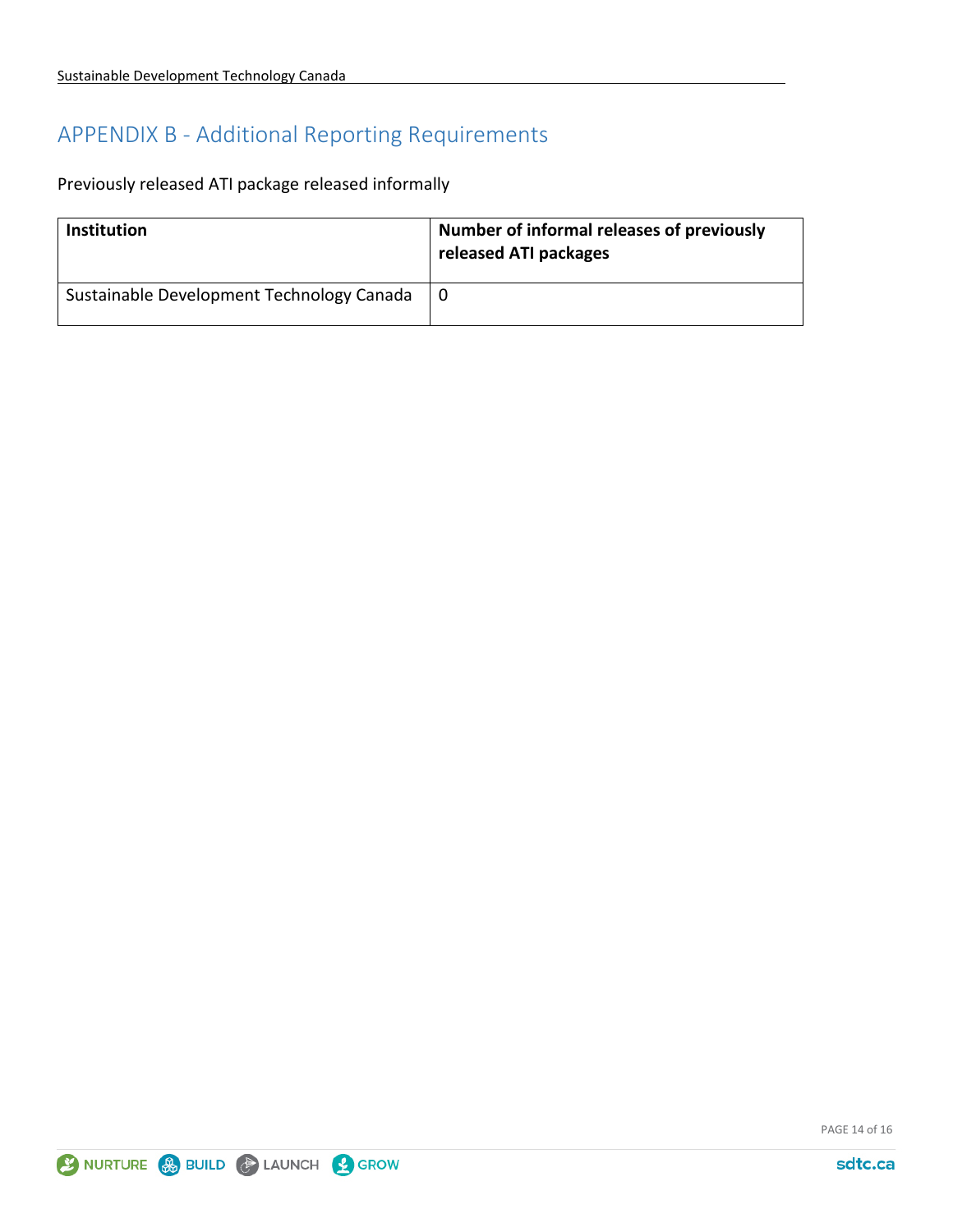## APPENDIX B - Additional Reporting Requirements

Previously released ATI package released informally

| Institution | Number of informal releases of previously released ATI packages |
|---|---|
| Sustainable Development Technology Canada | 0 |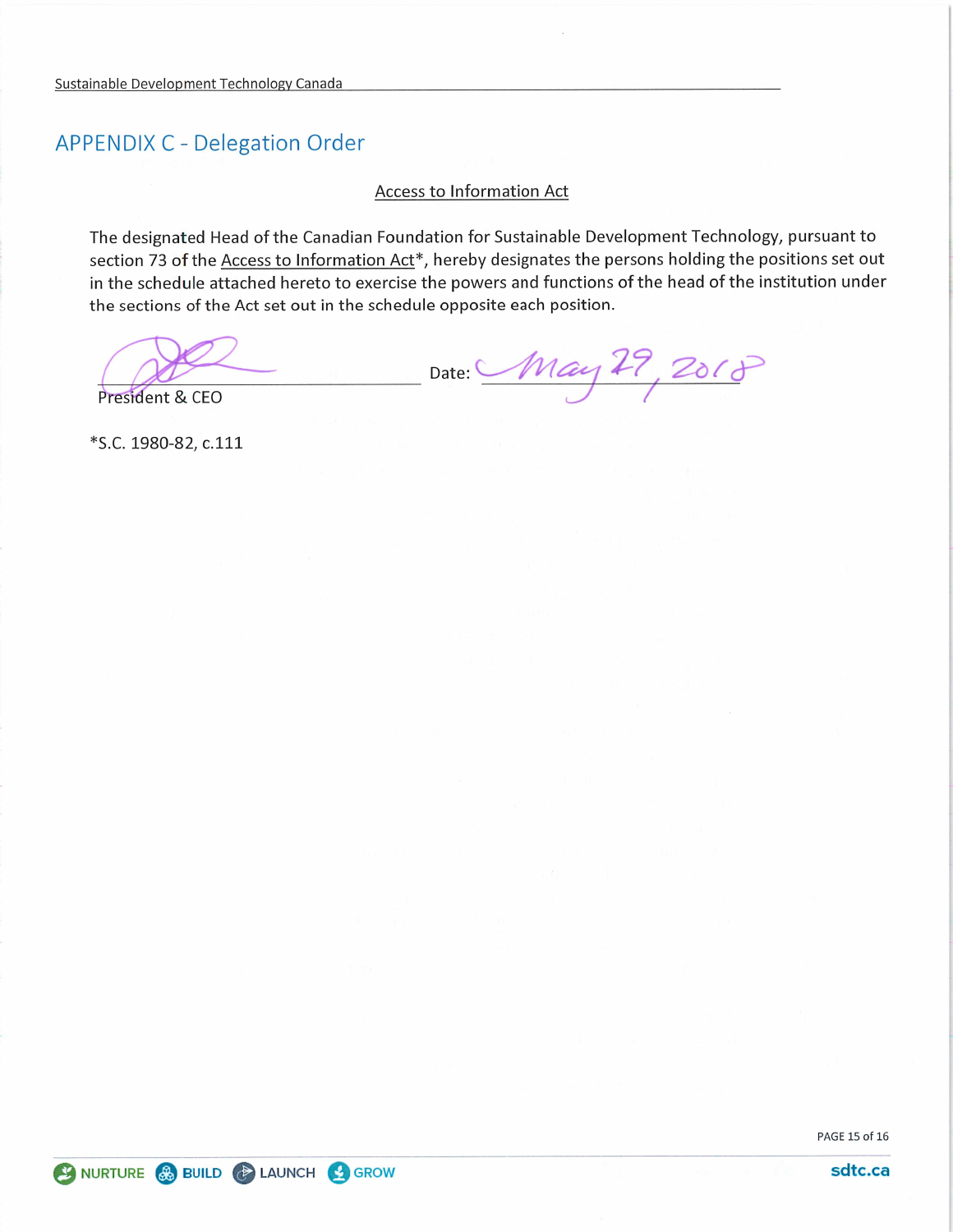## APPENDIX C - Delegation Order

Access to Information Act

The designated Head of the Canadian Foundation for Sustainable Development Technology, pursuant to section 73 of the Access to Information Act*, hereby designates the persons holding the positions set out in the schedule attached hereto to exercise the powers and functions of the head of the institution under the sections of the Act set out in the schedule opposite each position.

_______________________ Date: May 29, 2018

President & CEO

*S.C. 1980-82, c.111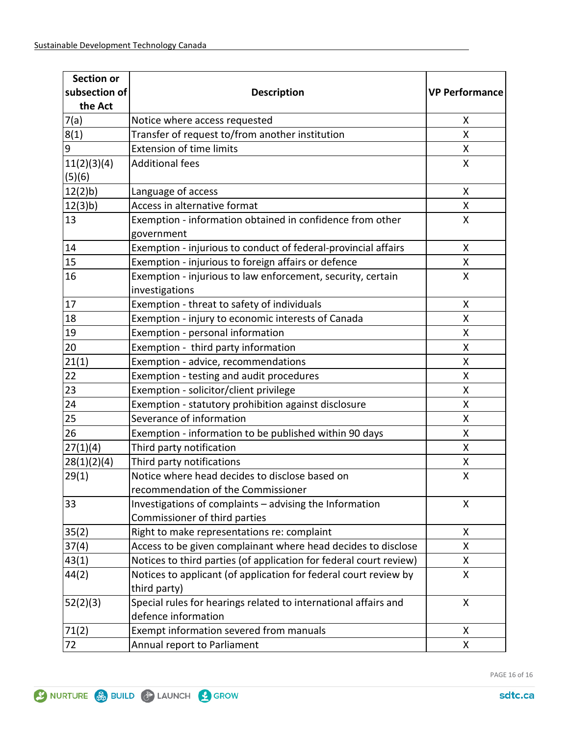| Section or subsection of the Act | Description | VP Performance |
|---|---|---|
| 7(a) | Notice where access requested | X |
| 8(1) | Transfer of request to/from another institution | X |
| 9 | Extension of time limits | X |
| 11(2)(3)(4)(5)(6) | Additional fees | X |
| 12(2)b) | Language of access | X |
| 12(3)b) | Access in alternative format | X |
| 13 | Exemption - information obtained in confidence from other government | X |
| 14 | Exemption - injurious to conduct of federal-provincial affairs | X |
| 15 | Exemption - injurious to foreign affairs or defence | X |
| 16 | Exemption - injurious to law enforcement, security, certain investigations | X |
| 17 | Exemption - threat to safety of individuals | X |
| 18 | Exemption - injury to economic interests of Canada | X |
| 19 | Exemption - personal information | X |
| 20 | Exemption - third party information | X |
| 21(1) | Exemption - advice, recommendations | X |
| 22 | Exemption - testing and audit procedures | X |
| 23 | Exemption - solicitor/client privilege | X |
| 24 | Exemption - statutory prohibition against disclosure | X |
| 25 | Severance of information | X |
| 26 | Exemption - information to be published within 90 days | X |
| 27(1)(4) | Third party notification | X |
| 28(1)(2)(4) | Third party notifications | X |
| 29(1) | Notice where head decides to disclose based on recommendation of the Commissioner | X |
| 33 | Investigations of complaints – advising the Information Commissioner of third parties | X |
| 35(2) | Right to make representations re: complaint | X |
| 37(4) | Access to be given complainant where head decides to disclose | X |
| 43(1) | Notices to third parties (of application for federal court review) | X |
| 44(2) | Notices to applicant (of application for federal court review by third party) | X |
| 52(2)(3) | Special rules for hearings related to international affairs and defence information | X |
| 71(2) | Exempt information severed from manuals | X |
| 72 | Annual report to Parliament | X |